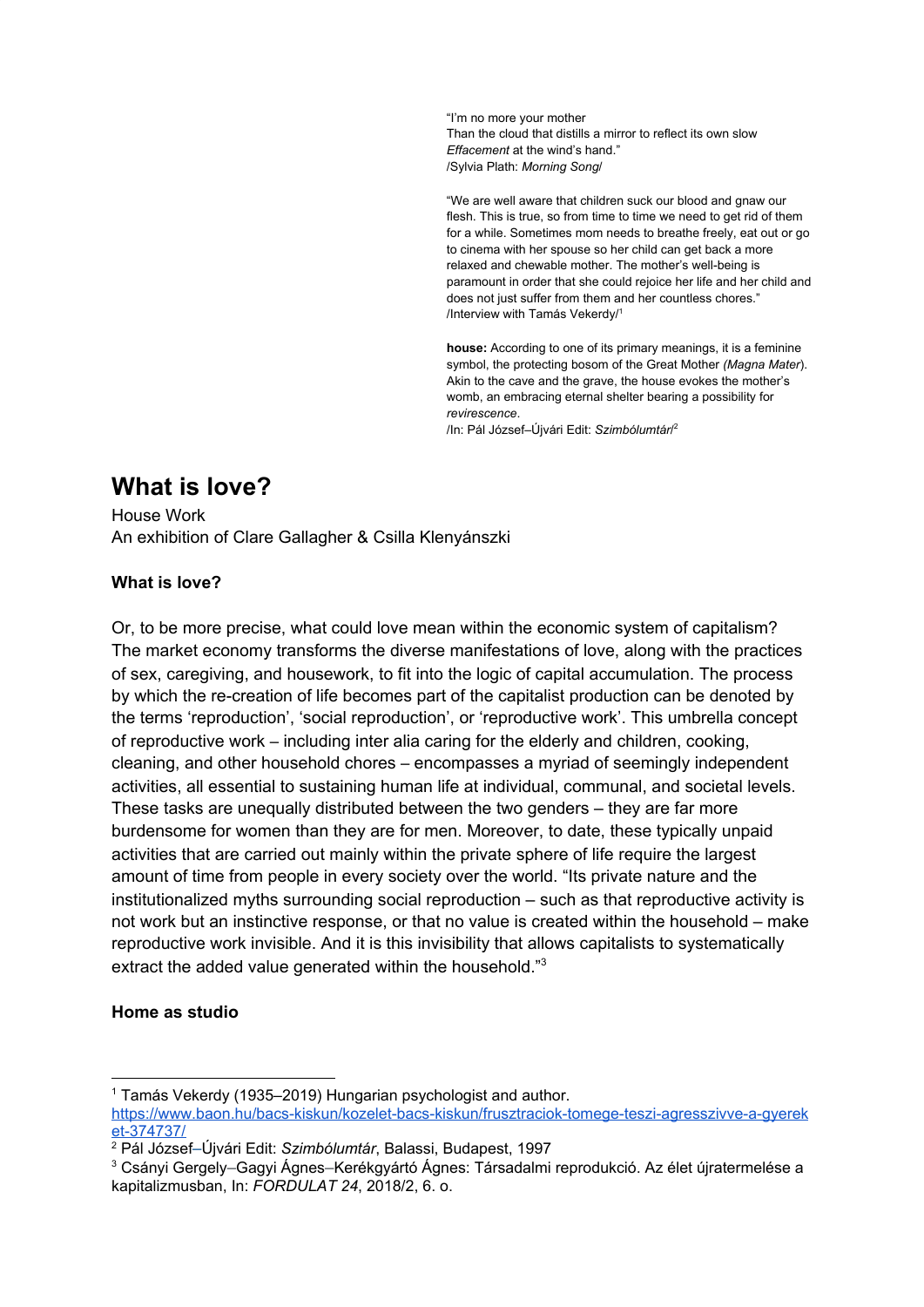"I'm no more your mother
Than the cloud that distills a mirror to reflect its own slow
*Effacement* at the wind's hand."
/Sylvia Plath: *Morning Song*/

"We are well aware that children suck our blood and gnaw our flesh. This is true, so from time to time we need to get rid of them for a while. Sometimes mom needs to breathe freely, eat out or go to cinema with her spouse so her child can get back a more relaxed and chewable mother. The mother's well-being is paramount in order that she could rejoice her life and her child and does not just suffer from them and her countless chores."
/Interview with Tamás Vekerdy/[1]

**house:** According to one of its primary meanings, it is a feminine symbol, the protecting bosom of the Great Mother *(Magna Mater*). Akin to the cave and the grave, the house evokes the mother's womb, an embracing eternal shelter bearing a possibility for *revirescence*.
/In: Pál József–Újvári Edit: *Szimbólumtár*/[2]

# What is love?

House Work
An exhibition of Clare Gallagher & Csilla Klenyánszki

### What is love?

Or, to be more precise, what could love mean within the economic system of capitalism? The market economy transforms the diverse manifestations of love, along with the practices of sex, caregiving, and housework, to fit into the logic of capital accumulation. The process by which the re-creation of life becomes part of the capitalist production can be denoted by the terms 'reproduction', 'social reproduction', or 'reproductive work'. This umbrella concept of reproductive work – including inter alia caring for the elderly and children, cooking, cleaning, and other household chores – encompasses a myriad of seemingly independent activities, all essential to sustaining human life at individual, communal, and societal levels. These tasks are unequally distributed between the two genders – they are far more burdensome for women than they are for men. Moreover, to date, these typically unpaid activities that are carried out mainly within the private sphere of life require the largest amount of time from people in every society over the world. "Its private nature and the institutionalized myths surrounding social reproduction – such as that reproductive activity is not work but an instinctive response, or that no value is created within the household – make reproductive work invisible. And it is this invisibility that allows capitalists to systematically extract the added value generated within the household."[3]

### Home as studio

---

[1] Tamás Vekerdy (1935–2019) Hungarian psychologist and author. https://www.baon.hu/bacs-kiskun/kozelet-bacs-kiskun/frusztraciok-tomege-teszi-agresszivve-a-gyeket-374737/

[2] Pál József–Újvári Edit: *Szimbólumtár*, Balassi, Budapest, 1997

[3] Csányi Gergely–Gagyi Ágnes–Kerékgyártó Ágnes: Társadalmi reprodukció. Az élet újratermelése a kapitalizmusban, In: *FORDULAT 24*, 2018/2, 6. o.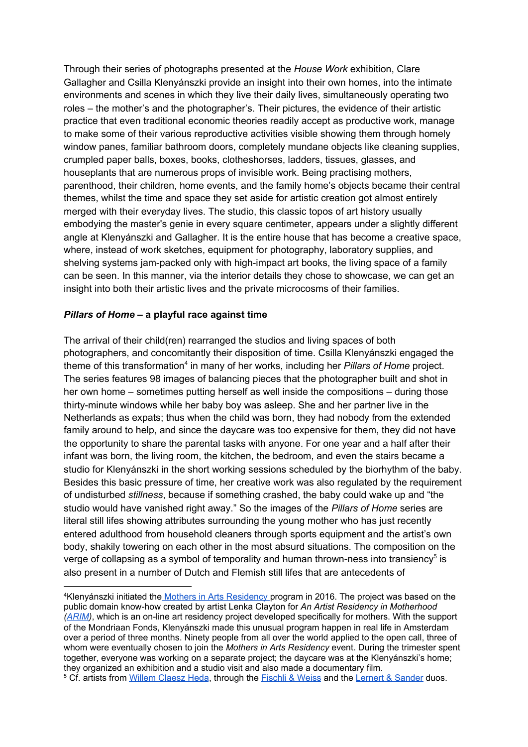Through their series of photographs presented at the *House Work* exhibition, Clare Gallagher and Csilla Klenyánszki provide an insight into their own homes, into the intimate environments and scenes in which they live their daily lives, simultaneously operating two roles – the mother's and the photographer's. Their pictures, the evidence of their artistic practice that even traditional economic theories readily accept as productive work, manage to make some of their various reproductive activities visible showing them through homely window panes, familiar bathroom doors, completely mundane objects like cleaning supplies, crumpled paper balls, boxes, books, clotheshorses, ladders, tissues, glasses, and houseplants that are numerous props of invisible work. Being practising mothers, parenthood, their children, home events, and the family home's objects became their central themes, whilst the time and space they set aside for artistic creation got almost entirely merged with their everyday lives. The studio, this classic topos of art history usually embodying the master's genie in every square centimeter, appears under a slightly different angle at Klenyánszki and Gallagher. It is the entire house that has become a creative space, where, instead of work sketches, equipment for photography, laboratory supplies, and shelving systems jam-packed only with high-impact art books, the living space of a family can be seen. In this manner, via the interior details they chose to showcase, we can get an insight into both their artistic lives and the private microcosms of their families.

### ***Pillars of Home* – a playful race against time**

The arrival of their child(ren) rearranged the studios and living spaces of both photographers, and concomitantly their disposition of time. Csilla Klenyánszki engaged the theme of this transformation[4] in many of her works, including her *Pillars of Home* project. The series features 98 images of balancing pieces that the photographer built and shot in her own home – sometimes putting herself as well inside the compositions – during those thirty-minute windows while her baby boy was asleep. She and her partner live in the Netherlands as expats; thus when the child was born, they had nobody from the extended family around to help, and since the daycare was too expensive for them, they did not have the opportunity to share the parental tasks with anyone. For one year and a half after their infant was born, the living room, the kitchen, the bedroom, and even the stairs became a studio for Klenyánszki in the short working sessions scheduled by the biorhythm of the baby. Besides this basic pressure of time, her creative work was also regulated by the requirement of undisturbed *stillness*, because if something crashed, the baby could wake up and "the studio would have vanished right away." So the images of the *Pillars of Home* series are literal still lifes showing attributes surrounding the young mother who has just recently entered adulthood from household cleaners through sports equipment and the artist's own body, shakily towering on each other in the most absurd situations. The composition on the verge of collapsing as a symbol of temporality and human thrown-ness into transiency[5] is also present in a number of Dutch and Flemish still lifes that are antecedents of

---

[4] Klenyánszki initiated the Mothers in Arts Residency program in 2016. The project was based on the public domain know-how created by artist Lenka Clayton for *An Artist Residency in Motherhood (ARIM)*, which is an on-line art residency project developed specifically for mothers. With the support of the Mondriaan Fonds, Klenyánszki made this unusual program happen in real life in Amsterdam over a period of three months. Ninety people from all over the world applied to the open call, three of whom were eventually chosen to join the *Mothers in Arts Residency* event. During the trimester spent together, everyone was working on a separate project; the daycare was at the Klenyánszki's home; they organized an exhibition and a studio visit and also made a documentary film.

[5] Cf. artists from Willem Claesz Heda, through the Fischli & Weiss and the Lernert & Sander duos.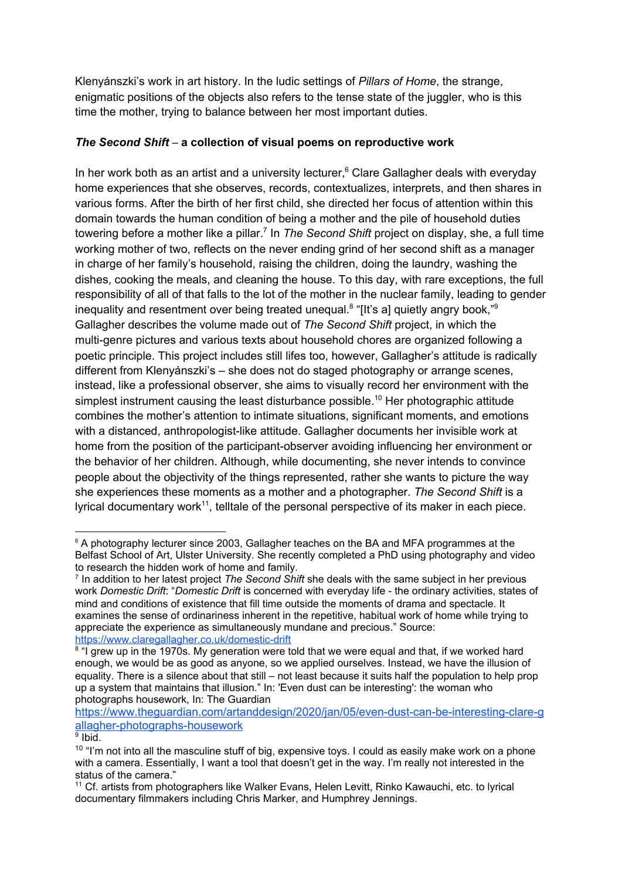Klenyánszki's work in art history. In the ludic settings of *Pillars of Home*, the strange, enigmatic positions of the objects also refers to the tense state of the juggler, who is this time the mother, trying to balance between her most important duties.

### ***The Second Shift* – a collection of visual poems on reproductive work**

In her work both as an artist and a university lecturer,[6] Clare Gallagher deals with everyday home experiences that she observes, records, contextualizes, interprets, and then shares in various forms. After the birth of her first child, she directed her focus of attention within this domain towards the human condition of being a mother and the pile of household duties towering before a mother like a pillar.[7] In *The Second Shift* project on display, she, a full time working mother of two, reflects on the never ending grind of her second shift as a manager in charge of her family's household, raising the children, doing the laundry, washing the dishes, cooking the meals, and cleaning the house. To this day, with rare exceptions, the full responsibility of all of that falls to the lot of the mother in the nuclear family, leading to gender inequality and resentment over being treated unequal.[8] "[It's a] quietly angry book,"[9] Gallagher describes the volume made out of *The Second Shift* project, in which the multi-genre pictures and various texts about household chores are organized following a poetic principle. This project includes still lifes too, however, Gallagher's attitude is radically different from Klenyánszki's – she does not do staged photography or arrange scenes, instead, like a professional observer, she aims to visually record her environment with the simplest instrument causing the least disturbance possible.[10] Her photographic attitude combines the mother's attention to intimate situations, significant moments, and emotions with a distanced, anthropologist-like attitude. Gallagher documents her invisible work at home from the position of the participant-observer avoiding influencing her environment or the behavior of her children. Although, while documenting, she never intends to convince people about the objectivity of the things represented, rather she wants to picture the way she experiences these moments as a mother and a photographer. *The Second Shift* is a lyrical documentary work[11], telltale of the personal perspective of its maker in each piece.

---

[6] A photography lecturer since 2003, Gallagher teaches on the BA and MFA programmes at the Belfast School of Art, Ulster University. She recently completed a PhD using photography and video to research the hidden work of home and family.

[7] In addition to her latest project *The Second Shift* she deals with the same subject in her previous work *Domestic Drift*: "*Domestic Drift* is concerned with everyday life - the ordinary activities, states of mind and conditions of existence that fill time outside the moments of drama and spectacle. It examines the sense of ordinariness inherent in the repetitive, habitual work of home while trying to appreciate the experience as simultaneously mundane and precious." Source: https://www.claregallagher.co.uk/domestic-drift

[8] "I grew up in the 1970s. My generation were told that we were equal and that, if we worked hard enough, we would be as good as anyone, so we applied ourselves. Instead, we have the illusion of equality. There is a silence about that still – not least because it suits half the population to help prop up a system that maintains that illusion." In: 'Even dust can be interesting': the woman who photographs housework, In: The Guardian https://www.theguardian.com/artanddesign/2020/jan/05/even-dust-can-be-interesting-clare-gallagher-photographs-housework

[9] Ibid.

[10] "I'm not into all the masculine stuff of big, expensive toys. I could as easily make work on a phone with a camera. Essentially, I want a tool that doesn't get in the way. I'm really not interested in the status of the camera."

[11] Cf. artists from photographers like Walker Evans, Helen Levitt, Rinko Kawauchi, etc. to lyrical documentary filmmakers including Chris Marker, and Humphrey Jennings.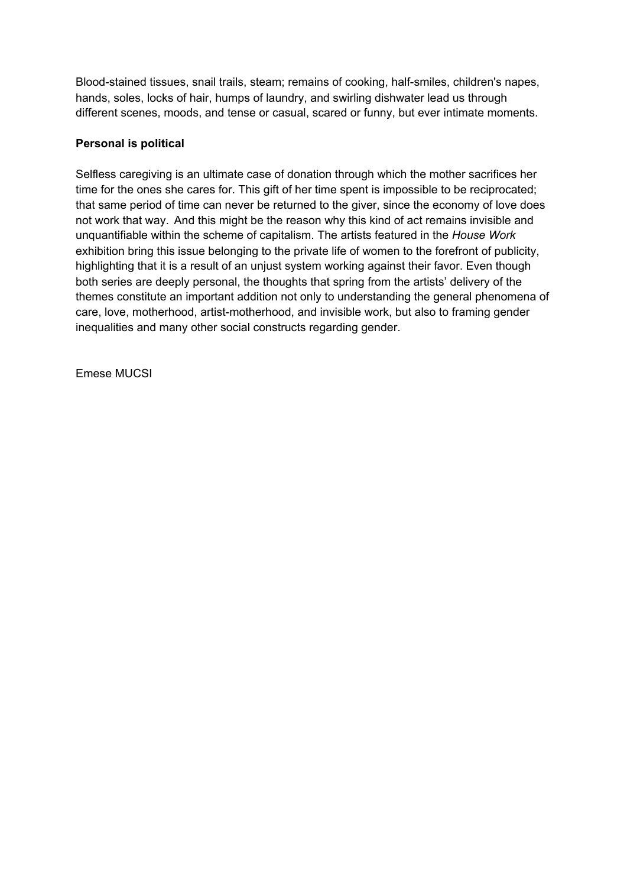Blood-stained tissues, snail trails, steam; remains of cooking, half-smiles, children's napes, hands, soles, locks of hair, humps of laundry, and swirling dishwater lead us through different scenes, moods, and tense or casual, scared or funny, but ever intimate moments.

**Personal is political**

Selfless caregiving is an ultimate case of donation through which the mother sacrifices her time for the ones she cares for. This gift of her time spent is impossible to be reciprocated; that same period of time can never be returned to the giver, since the economy of love does not work that way. And this might be the reason why this kind of act remains invisible and unquantifiable within the scheme of capitalism. The artists featured in the *House Work* exhibition bring this issue belonging to the private life of women to the forefront of publicity, highlighting that it is a result of an unjust system working against their favor. Even though both series are deeply personal, the thoughts that spring from the artists' delivery of the themes constitute an important addition not only to understanding the general phenomena of care, love, motherhood, artist-motherhood, and invisible work, but also to framing gender inequalities and many other social constructs regarding gender.

Emese MUCSI